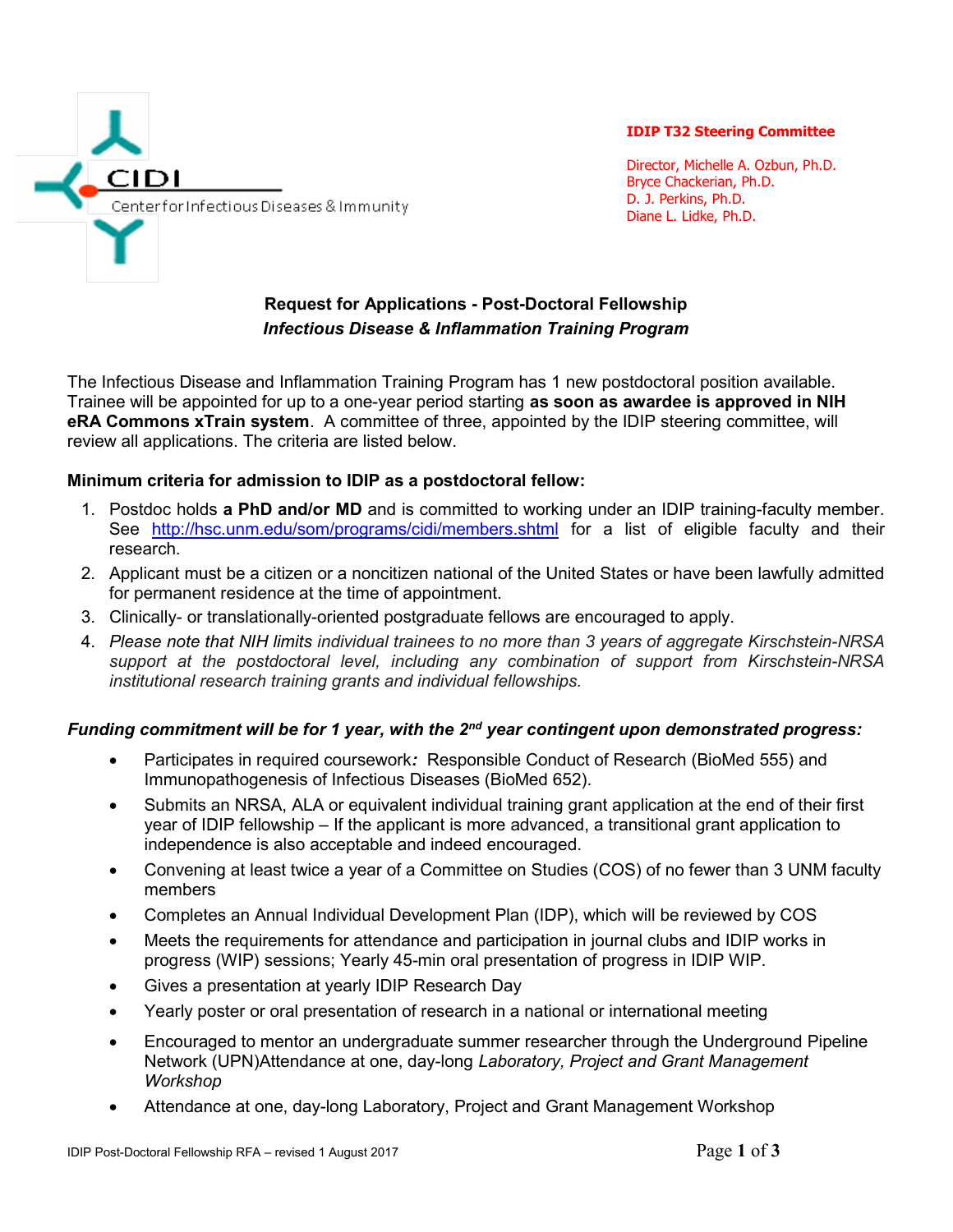CIDI

Center for Infectious Diseases & Immunity

**IDIP T32 Steering Committee**

Director, Michelle A. Ozbun, Ph.D.
Bryce Chackerian, Ph.D.
D. J. Perkins, Ph.D.
Diane L. Lidke, Ph.D.

## Request for Applications - Post-Doctoral Fellowship

### *Infectious Disease & Inflammation Training Program*

The Infectious Disease and Inflammation Training Program has 1 new postdoctoral position available. Trainee will be appointed for up to a one-year period starting **as soon as awardee is approved in NIH eRA Commons xTrain system**. A committee of three, appointed by the IDIP steering committee, will review all applications. The criteria are listed below.

**Minimum criteria for admission to IDIP as a postdoctoral fellow:**

1. Postdoc holds **a PhD and/or MD** and is committed to working under an IDIP training-faculty member. See http://hsc.unm.edu/som/programs/cidi/members.shtml for a list of eligible faculty and their research.
2. Applicant must be a citizen or a noncitizen national of the United States or have been lawfully admitted for permanent residence at the time of appointment.
3. Clinically- or translationally-oriented postgraduate fellows are encouraged to apply.
4. *Please note that NIH limits individual trainees to no more than 3 years of aggregate Kirschstein-NRSA support at the postdoctoral level, including any combination of support from Kirschstein-NRSA institutional research training grants and individual fellowships.*

***Funding commitment will be for 1 year, with the 2nd year contingent upon demonstrated progress:***

- Participates in required coursework***:*** Responsible Conduct of Research (BioMed 555) and Immunopathogenesis of Infectious Diseases (BioMed 652).
- Submits an NRSA, ALA or equivalent individual training grant application at the end of their first year of IDIP fellowship – If the applicant is more advanced, a transitional grant application to independence is also acceptable and indeed encouraged.
- Convening at least twice a year of a Committee on Studies (COS) of no fewer than 3 UNM faculty members
- Completes an Annual Individual Development Plan (IDP), which will be reviewed by COS
- Meets the requirements for attendance and participation in journal clubs and IDIP works in progress (WIP) sessions; Yearly 45-min oral presentation of progress in IDIP WIP.
- Gives a presentation at yearly IDIP Research Day
- Yearly poster or oral presentation of research in a national or international meeting
- Encouraged to mentor an undergraduate summer researcher through the Underground Pipeline Network (UPN)Attendance at one, day-long *Laboratory, Project and Grant Management Workshop*
- Attendance at one, day-long Laboratory, Project and Grant Management Workshop

IDIP Post-Doctoral Fellowship RFA – revised 1 August 2017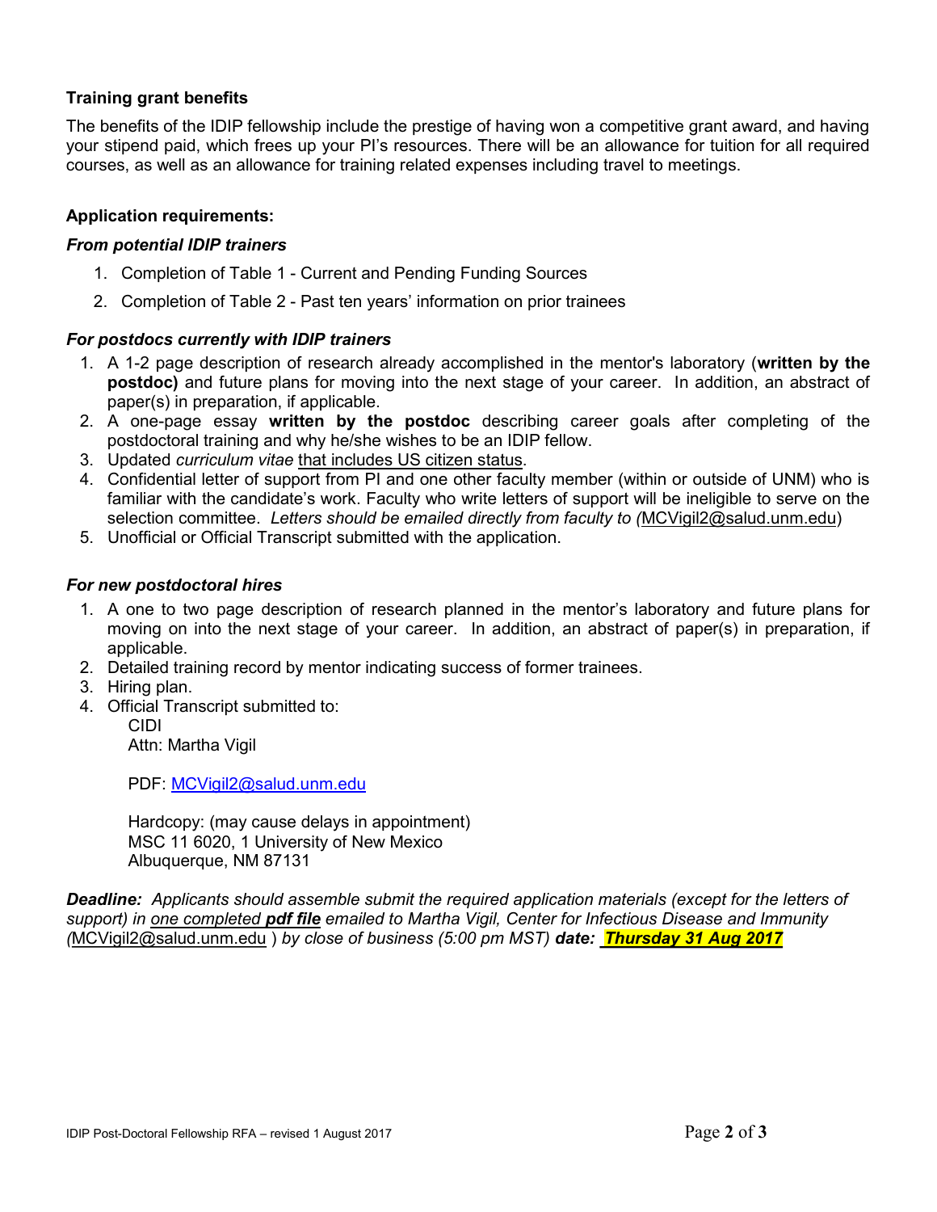**Training grant benefits**

The benefits of the IDIP fellowship include the prestige of having won a competitive grant award, and having your stipend paid, which frees up your PI's resources. There will be an allowance for tuition for all required courses, as well as an allowance for training related expenses including travel to meetings.

**Application requirements:**

***From potential IDIP trainers***

1. Completion of Table 1 - Current and Pending Funding Sources
2. Completion of Table 2 - Past ten years' information on prior trainees

***For postdocs currently with IDIP trainers***

1. A 1-2 page description of research already accomplished in the mentor's laboratory (**written by the postdoc)** and future plans for moving into the next stage of your career. In addition, an abstract of paper(s) in preparation, if applicable.
2. A one-page essay **written by the postdoc** describing career goals after completing of the postdoctoral training and why he/she wishes to be an IDIP fellow.
3. Updated *curriculum vitae* <u>that includes US citizen status</u>.
4. Confidential letter of support from PI and one other faculty member (within or outside of UNM) who is familiar with the candidate's work. Faculty who write letters of support will be ineligible to serve on the selection committee. *Letters should be emailed directly from faculty to (*MCVigil2@salud.unm.edu)
5. Unofficial or Official Transcript submitted with the application.

***For new postdoctoral hires***

1. A one to two page description of research planned in the mentor's laboratory and future plans for moving on into the next stage of your career. In addition, an abstract of paper(s) in preparation, if applicable.
2. Detailed training record by mentor indicating success of former trainees.
3. Hiring plan.
4. Official Transcript submitted to:

   CIDI
   Attn: Martha Vigil

   PDF: MCVigil2@salud.unm.edu

   Hardcopy: (may cause delays in appointment)
   MSC 11 6020, 1 University of New Mexico
   Albuquerque, NM 87131

***Deadline:*** *Applicants should assemble submit the required application materials (except for the letters of support) in <u>one completed **pdf file**</u> emailed to Martha Vigil, Center for Infectious Disease and Immunity (*MCVigil2@salud.unm.edu *) by close of business (5:00 pm MST)* ***date: <u>Thursday 31 Aug 2017</u>***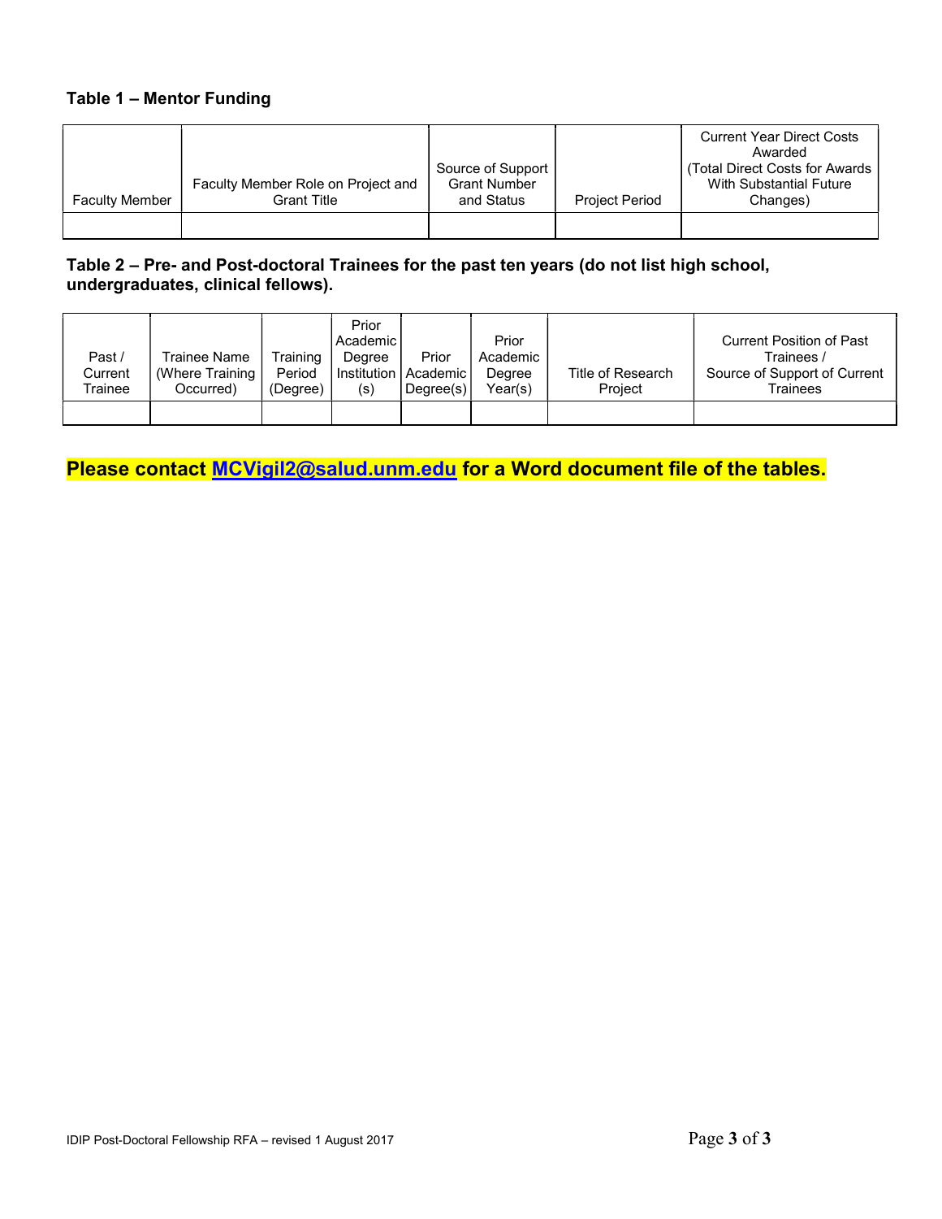**Table 1 – Mentor Funding**

| Faculty Member | Faculty Member Role on Project and Grant Title | Source of Support Grant Number and Status | Project Period | Current Year Direct Costs Awarded (Total Direct Costs for Awards With Substantial Future Changes) |
|---|---|---|---|---|
| | | | | |

**Table 2 – Pre- and Post-doctoral Trainees for the past ten years (do not list high school, undergraduates, clinical fellows).**

| Past / Current Trainee | Trainee Name (Where Training Occurred) | Training Period (Degree) | Prior Academic Degree Institution (s) | Prior Academic Degree(s) | Prior Academic Degree Year(s) | Title of Research Project | Current Position of Past Trainees / Source of Support of Current Trainees |
|---|---|---|---|---|---|---|---|
| | | | | | | | |

**Please contact [MCVigil2@salud.unm.edu](mailto:MCVigil2@salud.unm.edu) for a Word document file of the tables.**